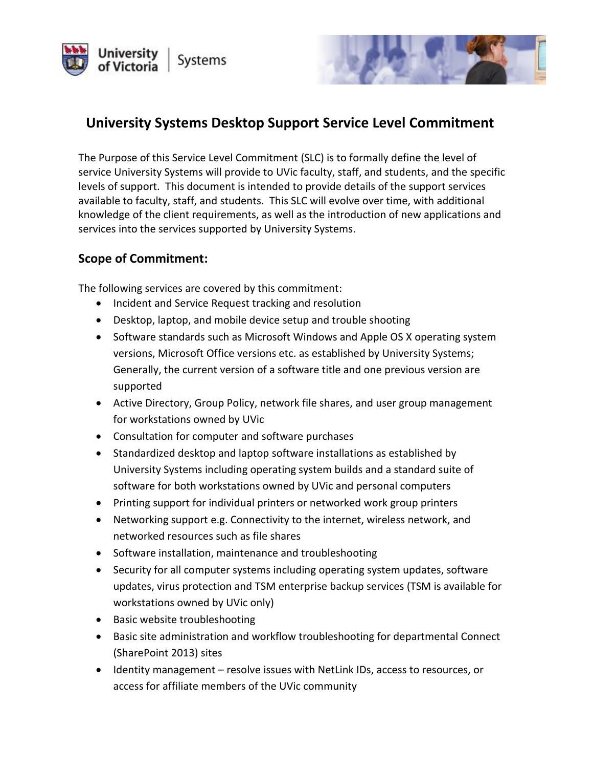# University Systems Desktop Support Service Level Commitment

The Purpose of this Service Level Commitment (SLC) is to formally define the level of service University Systems will provide to UVic faculty, staff, and students, and the specific levels of support. This document is intended to provide details of the support services available to faculty, staff, and students. This SLC will evolve over time, with additional knowledge of the client requirements, as well as the introduction of new applications and services into the services supported by University Systems.

## Scope of Commitment:

The following services are covered by this commitment:

- Incident and Service Request tracking and resolution
- Desktop, laptop, and mobile device setup and trouble shooting
- Software standards such as Microsoft Windows and Apple OS X operating system versions, Microsoft Office versions etc. as established by University Systems; Generally, the current version of a software title and one previous version are supported
- Active Directory, Group Policy, network file shares, and user group management for workstations owned by UVic
- Consultation for computer and software purchases
- Standardized desktop and laptop software installations as established by University Systems including operating system builds and a standard suite of software for both workstations owned by UVic and personal computers
- Printing support for individual printers or networked work group printers
- Networking support e.g. Connectivity to the internet, wireless network, and networked resources such as file shares
- Software installation, maintenance and troubleshooting
- Security for all computer systems including operating system updates, software updates, virus protection and TSM enterprise backup services (TSM is available for workstations owned by UVic only)
- Basic website troubleshooting
- Basic site administration and workflow troubleshooting for departmental Connect (SharePoint 2013) sites
- Identity management – resolve issues with NetLink IDs, access to resources, or access for affiliate members of the UVic community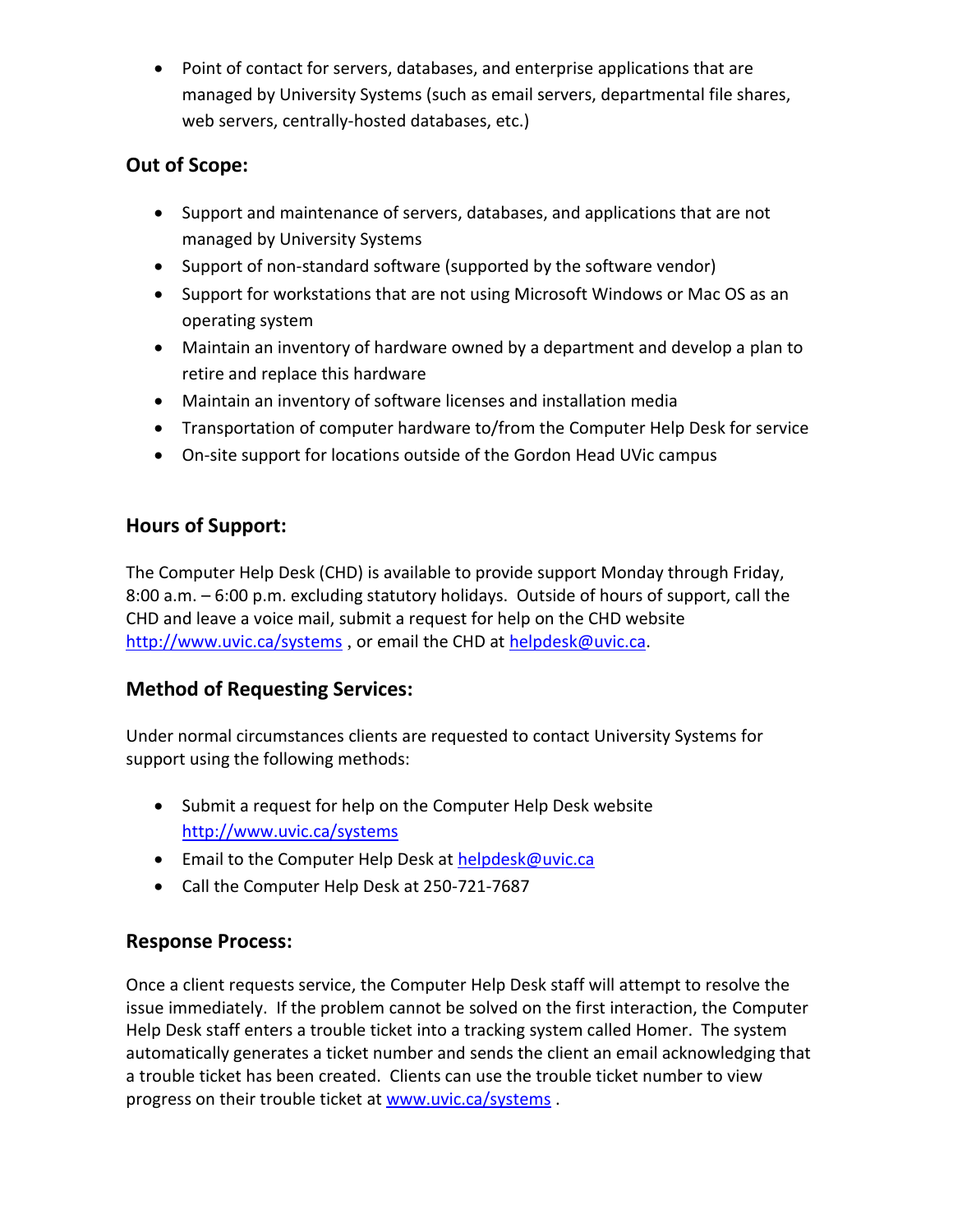- Point of contact for servers, databases, and enterprise applications that are managed by University Systems (such as email servers, departmental file shares, web servers, centrally-hosted databases, etc.)

## Out of Scope:

- Support and maintenance of servers, databases, and applications that are not managed by University Systems
- Support of non-standard software (supported by the software vendor)
- Support for workstations that are not using Microsoft Windows or Mac OS as an operating system
- Maintain an inventory of hardware owned by a department and develop a plan to retire and replace this hardware
- Maintain an inventory of software licenses and installation media
- Transportation of computer hardware to/from the Computer Help Desk for service
- On-site support for locations outside of the Gordon Head UVic campus

## Hours of Support:

The Computer Help Desk (CHD) is available to provide support Monday through Friday, 8:00 a.m. – 6:00 p.m. excluding statutory holidays. Outside of hours of support, call the CHD and leave a voice mail, submit a request for help on the CHD website [http://www.uvic.ca/systems](http://www.uvic.ca/systems) , or email the CHD at [helpdesk@uvic.ca](mailto:helpdesk@uvic.ca).

## Method of Requesting Services:

Under normal circumstances clients are requested to contact University Systems for support using the following methods:

- Submit a request for help on the Computer Help Desk website [http://www.uvic.ca/systems](http://www.uvic.ca/systems)
- Email to the Computer Help Desk at [helpdesk@uvic.ca](mailto:helpdesk@uvic.ca)
- Call the Computer Help Desk at 250-721-7687

## Response Process:

Once a client requests service, the Computer Help Desk staff will attempt to resolve the issue immediately. If the problem cannot be solved on the first interaction, the Computer Help Desk staff enters a trouble ticket into a tracking system called Homer. The system automatically generates a ticket number and sends the client an email acknowledging that a trouble ticket has been created. Clients can use the trouble ticket number to view progress on their trouble ticket at [www.uvic.ca/systems](http://www.uvic.ca/systems) .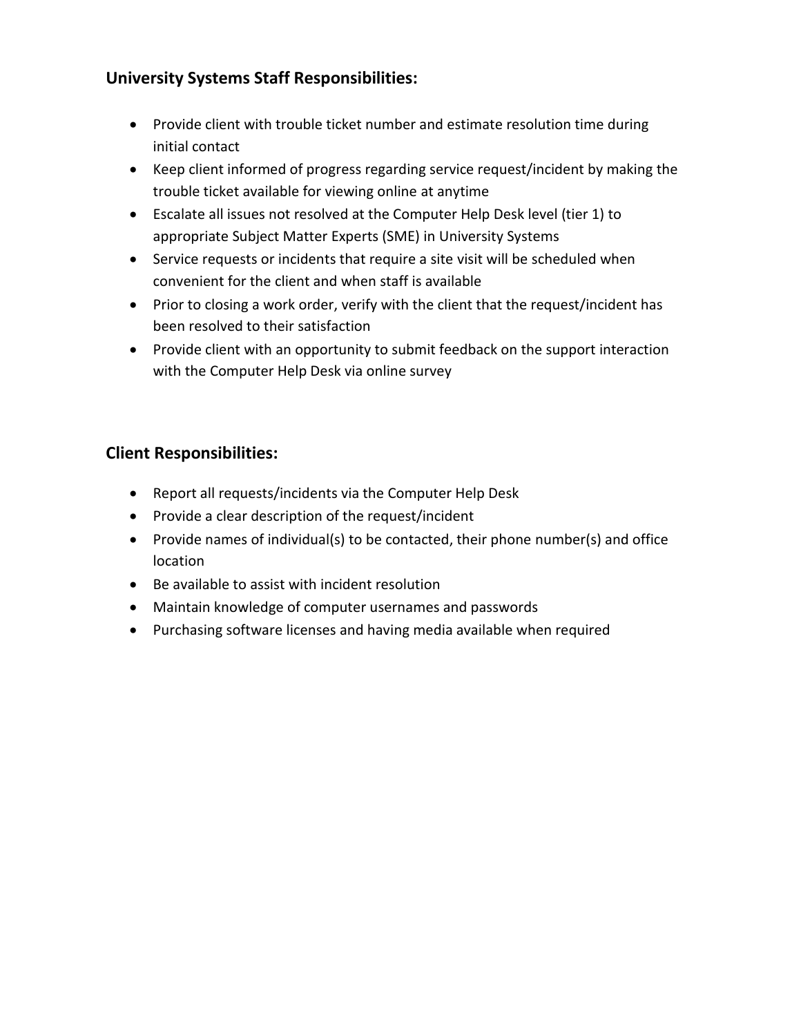### University Systems Staff Responsibilities:

- Provide client with trouble ticket number and estimate resolution time during initial contact
- Keep client informed of progress regarding service request/incident by making the trouble ticket available for viewing online at anytime
- Escalate all issues not resolved at the Computer Help Desk level (tier 1) to appropriate Subject Matter Experts (SME) in University Systems
- Service requests or incidents that require a site visit will be scheduled when convenient for the client and when staff is available
- Prior to closing a work order, verify with the client that the request/incident has been resolved to their satisfaction
- Provide client with an opportunity to submit feedback on the support interaction with the Computer Help Desk via online survey

### Client Responsibilities:

- Report all requests/incidents via the Computer Help Desk
- Provide a clear description of the request/incident
- Provide names of individual(s) to be contacted, their phone number(s) and office location
- Be available to assist with incident resolution
- Maintain knowledge of computer usernames and passwords
- Purchasing software licenses and having media available when required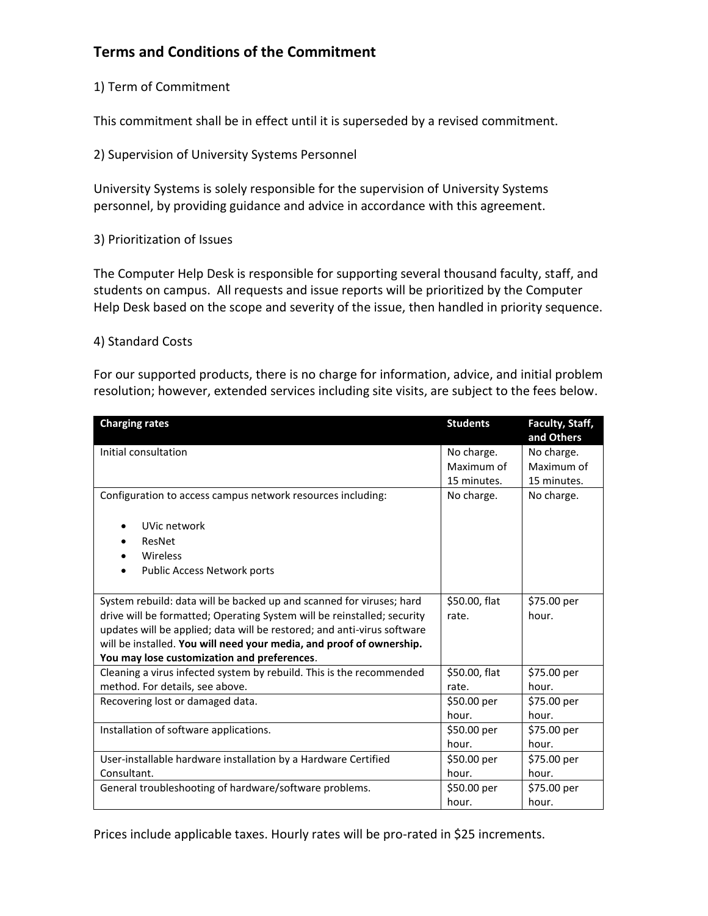## Terms and Conditions of the Commitment

1) Term of Commitment

This commitment shall be in effect until it is superseded by a revised commitment.

2) Supervision of University Systems Personnel

University Systems is solely responsible for the supervision of University Systems personnel, by providing guidance and advice in accordance with this agreement.

3) Prioritization of Issues

The Computer Help Desk is responsible for supporting several thousand faculty, staff, and students on campus. All requests and issue reports will be prioritized by the Computer Help Desk based on the scope and severity of the issue, then handled in priority sequence.

4) Standard Costs

For our supported products, there is no charge for information, advice, and initial problem resolution; however, extended services including site visits, are subject to the fees below.

| Charging rates | Students | Faculty, Staff, and Others |
|---|---|---|
| Initial consultation | No charge. Maximum of 15 minutes. | No charge. Maximum of 15 minutes. |
| Configuration to access campus network resources including:<br>• UVic network<br>• ResNet<br>• Wireless<br>• Public Access Network ports | No charge. | No charge. |
| System rebuild: data will be backed up and scanned for viruses; hard drive will be formatted; Operating System will be reinstalled; security updates will be applied; data will be restored; and anti-virus software will be installed. **You will need your media, and proof of ownership. You may lose customization and preferences**. | $50.00, flat rate. | $75.00 per hour. |
| Cleaning a virus infected system by rebuild. This is the recommended method. For details, see above. | $50.00, flat rate. | $75.00 per hour. |
| Recovering lost or damaged data. | $50.00 per hour. | $75.00 per hour. |
| Installation of software applications. | $50.00 per hour. | $75.00 per hour. |
| User-installable hardware installation by a Hardware Certified Consultant. | $50.00 per hour. | $75.00 per hour. |
| General troubleshooting of hardware/software problems. | $50.00 per hour. | $75.00 per hour. |

Prices include applicable taxes. Hourly rates will be pro-rated in $25 increments.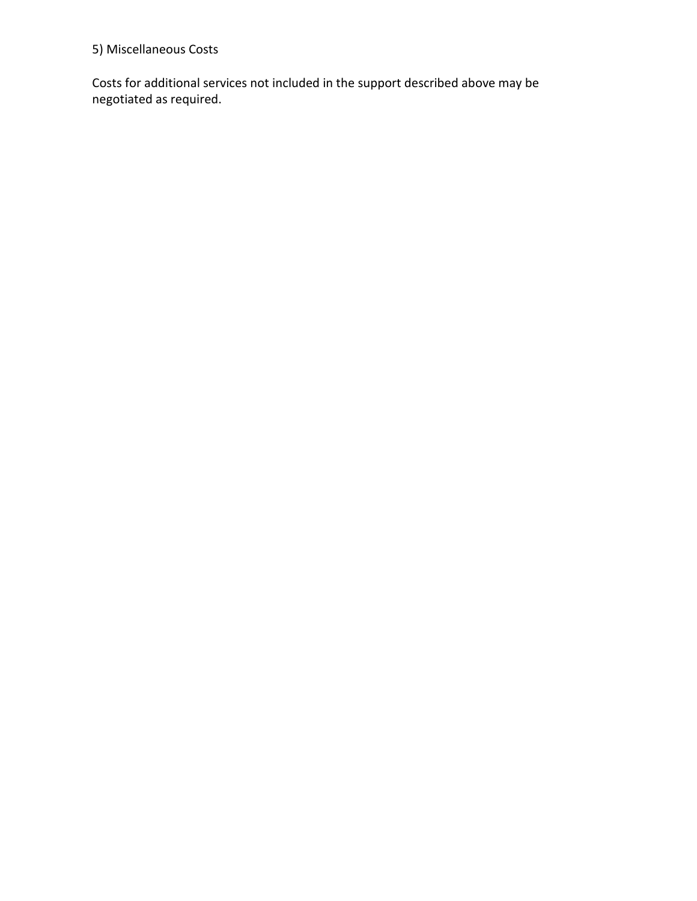5) Miscellaneous Costs

Costs for additional services not included in the support described above may be negotiated as required.